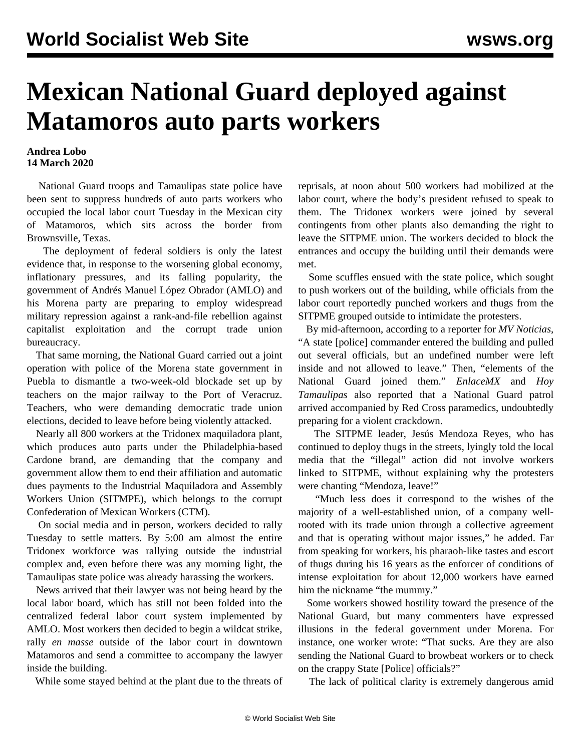# Mexican National Guard deployed against Matamoros auto parts workers

**Andrea Lobo**
**14 March 2020**

National Guard troops and Tamaulipas state police have been sent to suppress hundreds of auto parts workers who occupied the local labor court Tuesday in the Mexican city of Matamoros, which sits across the border from Brownsville, Texas.

The deployment of federal soldiers is only the latest evidence that, in response to the worsening global economy, inflationary pressures, and its falling popularity, the government of Andrés Manuel López Obrador (AMLO) and his Morena party are preparing to employ widespread military repression against a rank-and-file rebellion against capitalist exploitation and the corrupt trade union bureaucracy.

That same morning, the National Guard carried out a joint operation with police of the Morena state government in Puebla to dismantle a two-week-old blockade set up by teachers on the major railway to the Port of Veracruz. Teachers, who were demanding democratic trade union elections, decided to leave before being violently attacked.

Nearly all 800 workers at the Tridonex maquiladora plant, which produces auto parts under the Philadelphia-based Cardone brand, are demanding that the company and government allow them to end their affiliation and automatic dues payments to the Industrial Maquiladora and Assembly Workers Union (SITMPE), which belongs to the corrupt Confederation of Mexican Workers (CTM).

On social media and in person, workers decided to rally Tuesday to settle matters. By 5:00 am almost the entire Tridonex workforce was rallying outside the industrial complex and, even before there was any morning light, the Tamaulipas state police was already harassing the workers.

News arrived that their lawyer was not being heard by the local labor board, which has still not been folded into the centralized federal labor court system implemented by AMLO. Most workers then decided to begin a wildcat strike, rally *en masse* outside of the labor court in downtown Matamoros and send a committee to accompany the lawyer inside the building.

While some stayed behind at the plant due to the threats of reprisals, at noon about 500 workers had mobilized at the labor court, where the body's president refused to speak to them. The Tridonex workers were joined by several contingents from other plants also demanding the right to leave the SITPME union. The workers decided to block the entrances and occupy the building until their demands were met.

Some scuffles ensued with the state police, which sought to push workers out of the building, while officials from the labor court reportedly punched workers and thugs from the SITPME grouped outside to intimidate the protesters.

By mid-afternoon, according to a reporter for *MV Noticias*, "A state [police] commander entered the building and pulled out several officials, but an undefined number were left inside and not allowed to leave." Then, "elements of the National Guard joined them." *EnlaceMX* and *Hoy Tamaulipas* also reported that a National Guard patrol arrived accompanied by Red Cross paramedics, undoubtedly preparing for a violent crackdown.

The SITPME leader, Jesús Mendoza Reyes, who has continued to deploy thugs in the streets, lyingly told the local media that the "illegal" action did not involve workers linked to SITPME, without explaining why the protesters were chanting "Mendoza, leave!"

"Much less does it correspond to the wishes of the majority of a well-established union, of a company well-rooted with its trade union through a collective agreement and that is operating without major issues," he added. Far from speaking for workers, his pharaoh-like tastes and escort of thugs during his 16 years as the enforcer of conditions of intense exploitation for about 12,000 workers have earned him the nickname "the mummy."

Some workers showed hostility toward the presence of the National Guard, but many commenters have expressed illusions in the federal government under Morena. For instance, one worker wrote: "That sucks. Are they are also sending the National Guard to browbeat workers or to check on the crappy State [Police] officials?"

The lack of political clarity is extremely dangerous amid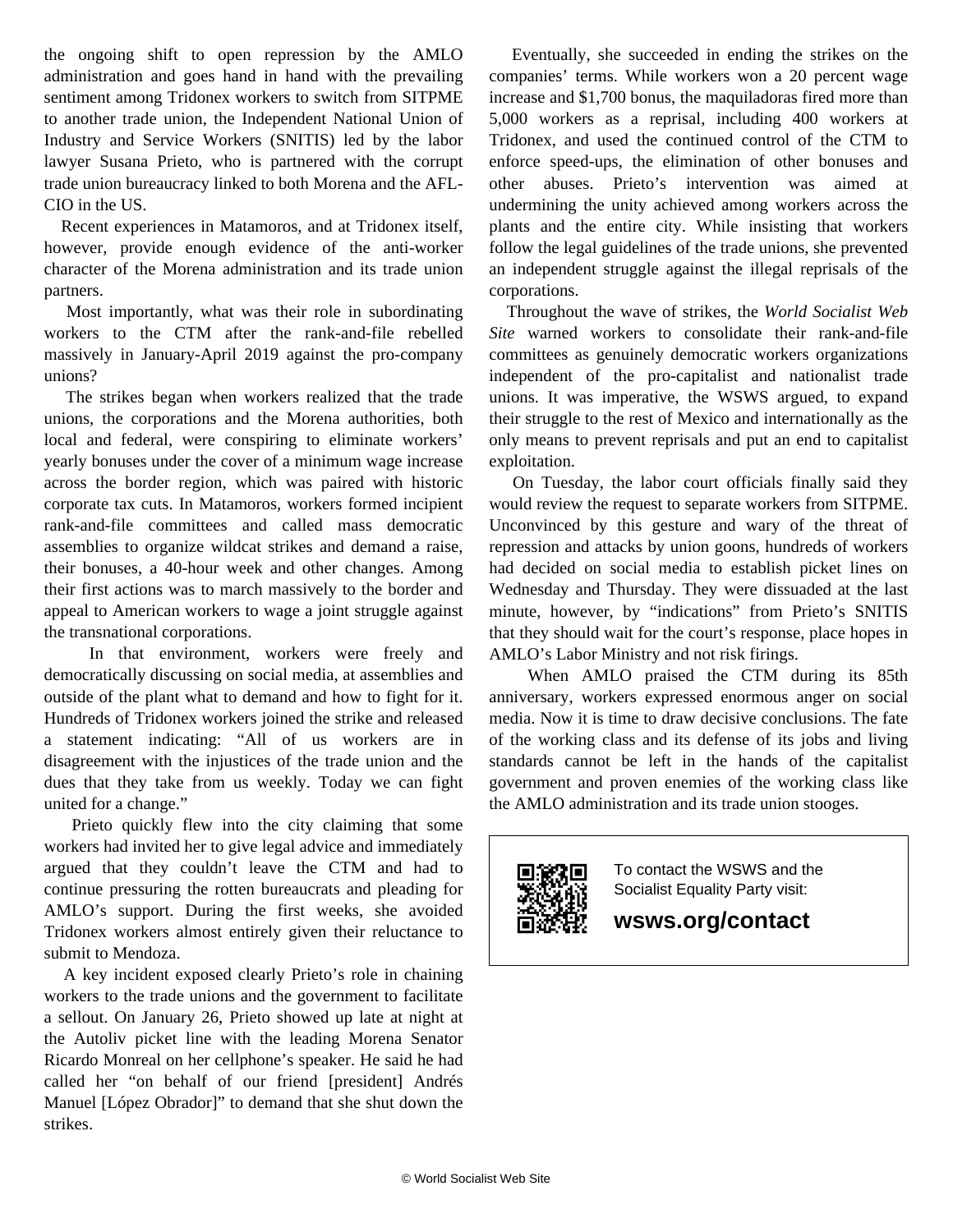the ongoing shift to open repression by the AMLO administration and goes hand in hand with the prevailing sentiment among Tridonex workers to switch from SITPME to another trade union, the Independent National Union of Industry and Service Workers (SNITIS) led by the labor lawyer Susana Prieto, who is partnered with the corrupt trade union bureaucracy linked to both Morena and the AFL-CIO in the US.

Recent experiences in Matamoros, and at Tridonex itself, however, provide enough evidence of the anti-worker character of the Morena administration and its trade union partners.

Most importantly, what was their role in subordinating workers to the CTM after the rank-and-file rebelled massively in January-April 2019 against the pro-company unions?

The strikes began when workers realized that the trade unions, the corporations and the Morena authorities, both local and federal, were conspiring to eliminate workers' yearly bonuses under the cover of a minimum wage increase across the border region, which was paired with historic corporate tax cuts. In Matamoros, workers formed incipient rank-and-file committees and called mass democratic assemblies to organize wildcat strikes and demand a raise, their bonuses, a 40-hour week and other changes. Among their first actions was to march massively to the border and appeal to American workers to wage a joint struggle against the transnational corporations.

In that environment, workers were freely and democratically discussing on social media, at assemblies and outside of the plant what to demand and how to fight for it. Hundreds of Tridonex workers joined the strike and released a statement indicating: "All of us workers are in disagreement with the injustices of the trade union and the dues that they take from us weekly. Today we can fight united for a change."

Prieto quickly flew into the city claiming that some workers had invited her to give legal advice and immediately argued that they couldn't leave the CTM and had to continue pressuring the rotten bureaucrats and pleading for AMLO's support. During the first weeks, she avoided Tridonex workers almost entirely given their reluctance to submit to Mendoza.

A key incident exposed clearly Prieto's role in chaining workers to the trade unions and the government to facilitate a sellout. On January 26, Prieto showed up late at night at the Autoliv picket line with the leading Morena Senator Ricardo Monreal on her cellphone's speaker. He said he had called her "on behalf of our friend [president] Andrés Manuel [López Obrador]" to demand that she shut down the strikes.

Eventually, she succeeded in ending the strikes on the companies' terms. While workers won a 20 percent wage increase and $1,700 bonus, the maquiladoras fired more than 5,000 workers as a reprisal, including 400 workers at Tridonex, and used the continued control of the CTM to enforce speed-ups, the elimination of other bonuses and other abuses. Prieto's intervention was aimed at undermining the unity achieved among workers across the plants and the entire city. While insisting that workers follow the legal guidelines of the trade unions, she prevented an independent struggle against the illegal reprisals of the corporations.

Throughout the wave of strikes, the *World Socialist Web Site* warned workers to consolidate their rank-and-file committees as genuinely democratic workers organizations independent of the pro-capitalist and nationalist trade unions. It was imperative, the WSWS argued, to expand their struggle to the rest of Mexico and internationally as the only means to prevent reprisals and put an end to capitalist exploitation.

On Tuesday, the labor court officials finally said they would review the request to separate workers from SITPME. Unconvinced by this gesture and wary of the threat of repression and attacks by union goons, hundreds of workers had decided on social media to establish picket lines on Wednesday and Thursday. They were dissuaded at the last minute, however, by "indications" from Prieto's SNITIS that they should wait for the court's response, place hopes in AMLO's Labor Ministry and not risk firings.

When AMLO praised the CTM during its 85th anniversary, workers expressed enormous anger on social media. Now it is time to draw decisive conclusions. The fate of the working class and its defense of its jobs and living standards cannot be left in the hands of the capitalist government and proven enemies of the working class like the AMLO administration and its trade union stooges.

To contact the WSWS and the Socialist Equality Party visit:

**wsws.org/contact**